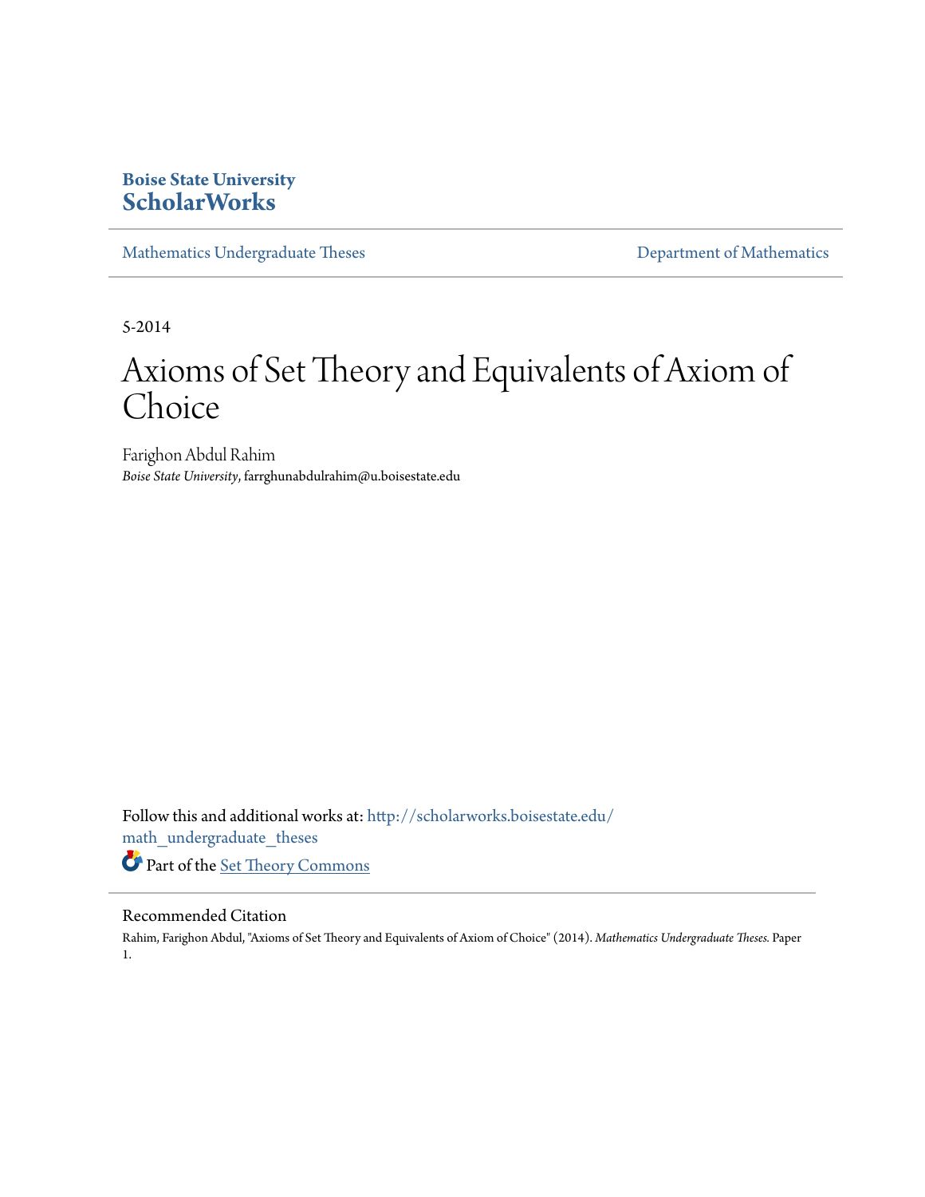**Boise State University**
**ScholarWorks**

Mathematics Undergraduate Theses | Department of Mathematics

5-2014

# Axioms of Set Theory and Equivalents of Axiom of Choice

Farighon Abdul Rahim
*Boise State University*, farrghunabdulrahim@u.boisestate.edu

Follow this and additional works at: http://scholarworks.boisestate.edu/math_undergraduate_theses

Part of the Set Theory Commons

## Recommended Citation

Rahim, Farighon Abdul, "Axioms of Set Theory and Equivalents of Axiom of Choice" (2014). *Mathematics Undergraduate Theses.* Paper 1.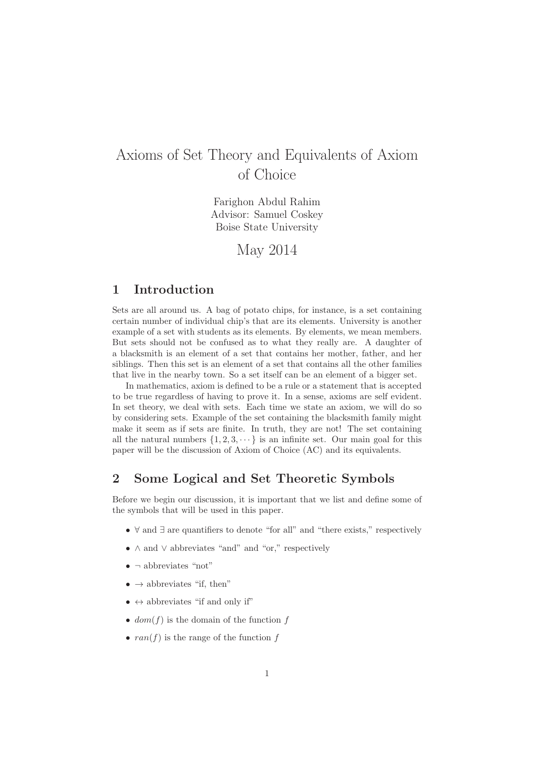# Axioms of Set Theory and Equivalents of Axiom of Choice

Farighon Abdul Rahim
Advisor: Samuel Coskey
Boise State University

May 2014

## 1 Introduction

Sets are all around us. A bag of potato chips, for instance, is a set containing certain number of individual chip's that are its elements. University is another example of a set with students as its elements. By elements, we mean members. But sets should not be confused as to what they really are. A daughter of a blacksmith is an element of a set that contains her mother, father, and her siblings. Then this set is an element of a set that contains all the other families that live in the nearby town. So a set itself can be an element of a bigger set.

In mathematics, axiom is defined to be a rule or a statement that is accepted to be true regardless of having to prove it. In a sense, axioms are self evident. In set theory, we deal with sets. Each time we state an axiom, we will do so by considering sets. Example of the set containing the blacksmith family might make it seem as if sets are finite. In truth, they are not! The set containing all the natural numbers $\{1, 2, 3, \cdots\}$ is an infinite set. Our main goal for this paper will be the discussion of Axiom of Choice (AC) and its equivalents.

## 2 Some Logical and Set Theoretic Symbols

Before we begin our discussion, it is important that we list and define some of the symbols that will be used in this paper.

- $\forall$ and $\exists$ are quantifiers to denote "for all" and "there exists," respectively
- $\wedge$ and $\vee$ abbreviates "and" and "or," respectively
- $\neg$ abbreviates "not"
- $\rightarrow$ abbreviates "if, then"
- $\leftrightarrow$ abbreviates "if and only if"
- $dom(f)$ is the domain of the function $f$
- $ran(f)$ is the range of the function $f$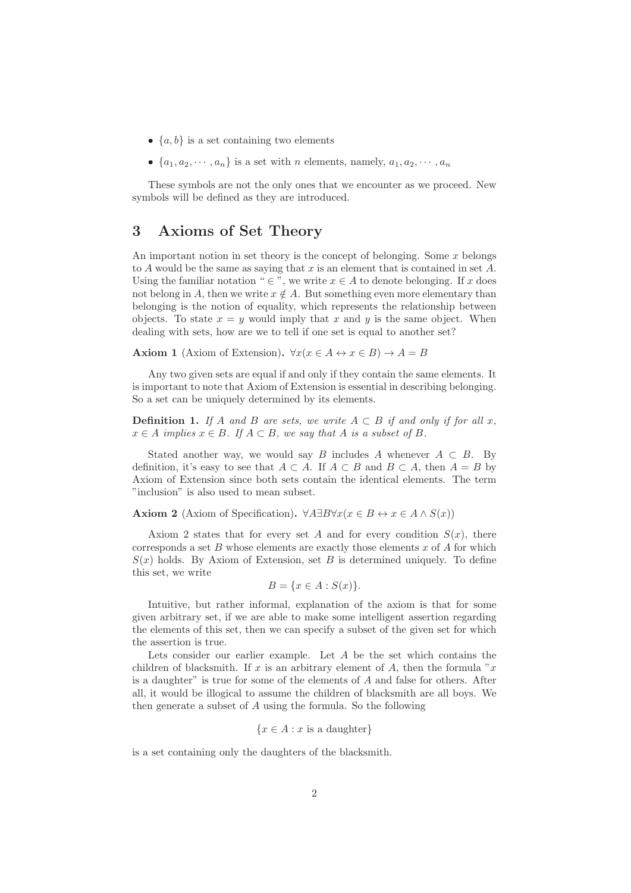- $\{a, b\}$ is a set containing two elements
- $\{a_1, a_2, \cdots, a_n\}$ is a set with $n$ elements, namely, $a_1, a_2, \cdots, a_n$

These symbols are not the only ones that we encounter as we proceed. New symbols will be defined as they are introduced.

## 3 Axioms of Set Theory

An important notion in set theory is the concept of belonging. Some $x$ belongs to $A$ would be the same as saying that $x$ is an element that is contained in set $A$. Using the familiar notation " $\in$ ", we write $x \in A$ to denote belonging. If $x$ does not belong in $A$, then we write $x \notin A$. But something even more elementary than belonging is the notion of equality, which represents the relationship between objects. To state $x = y$ would imply that $x$ and $y$ is the same object. When dealing with sets, how are we to tell if one set is equal to another set?

**Axiom 1** (Axiom of Extension)**.** $\forall x(x \in A \leftrightarrow x \in B) \rightarrow A = B$

Any two given sets are equal if and only if they contain the same elements. It is important to note that Axiom of Extension is essential in describing belonging. So a set can be uniquely determined by its elements.

**Definition 1.** *If $A$ and $B$ are sets, we write $A \subset B$ if and only if for all $x$, $x \in A$ implies $x \in B$. If $A \subset B$, we say that $A$ is a subset of $B$.*

Stated another way, we would say $B$ includes $A$ whenever $A \subset B$. By definition, it's easy to see that $A \subset A$. If $A \subset B$ and $B \subset A$, then $A = B$ by Axiom of Extension since both sets contain the identical elements. The term "inclusion" is also used to mean subset.

**Axiom 2** (Axiom of Specification)**.** $\forall A \exists B \forall x(x \in B \leftrightarrow x \in A \wedge S(x))$

Axiom 2 states that for every set $A$ and for every condition $S(x)$, there corresponds a set $B$ whose elements are exactly those elements $x$ of $A$ for which $S(x)$ holds. By Axiom of Extension, set $B$ is determined uniquely. To define this set, we write

$$B = \{x \in A : S(x)\}.$$

Intuitive, but rather informal, explanation of the axiom is that for some given arbitrary set, if we are able to make some intelligent assertion regarding the elements of this set, then we can specify a subset of the given set for which the assertion is true.

Lets consider our earlier example. Let $A$ be the set which contains the children of blacksmith. If $x$ is an arbitrary element of $A$, then the formula "$x$ is a daughter" is true for some of the elements of $A$ and false for others. After all, it would be illogical to assume the children of blacksmith are all boys. We then generate a subset of $A$ using the formula. So the following

$$\{x \in A : x \text{ is a daughter}\}$$

is a set containing only the daughters of the blacksmith.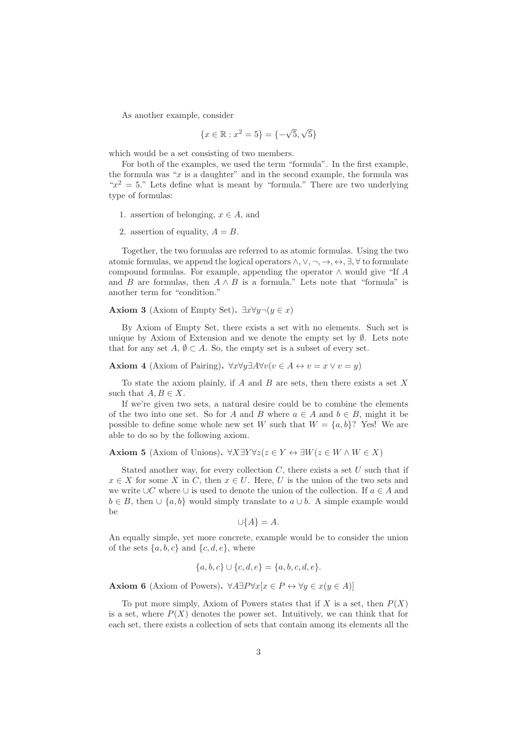As another example, consider

$$\{x \in \mathbb{R} : x^2 = 5\} = \{-\sqrt{5}, \sqrt{5}\}$$

which would be a set consisting of two members.

For both of the examples, we used the term "formula". In the first example, the formula was "$x$ is a daughter" and in the second example, the formula was "$x^2 = 5$." Lets define what is meant by "formula." There are two underlying type of formulas:

1. assertion of belonging, $x \in A$, and
2. assertion of equality, $A = B$.

Together, the two formulas are referred to as atomic formulas. Using the two atomic formulas, we append the logical operators $\wedge, \vee, \neg, \rightarrow, \leftrightarrow, \exists, \forall$ to formulate compound formulas. For example, appending the operator $\wedge$ would give "If $A$ and $B$ are formulas, then $A \wedge B$ is a formula." Lets note that "formula" is another term for "condition."

**Axiom 3** (Axiom of Empty Set)**.** $\exists x \forall y \neg(y \in x)$

By Axiom of Empty Set, there exists a set with no elements. Such set is unique by Axiom of Extension and we denote the empty set by $\emptyset$. Lets note that for any set $A$, $\emptyset \subset A$. So, the empty set is a subset of every set.

**Axiom 4** (Axiom of Pairing)**.** $\forall x \forall y \exists A \forall v(v \in A \leftrightarrow v = x \vee v = y)$

To state the axiom plainly, if $A$ and $B$ are sets, then there exists a set $X$ such that $A, B \in X$.

If we're given two sets, a natural desire could be to combine the elements of the two into one set. So for $A$ and $B$ where $a \in A$ and $b \in B$, might it be possible to define some whole new set $W$ such that $W = \{a, b\}$? Yes! We are able to do so by the following axiom.

**Axiom 5** (Axiom of Unions)**.** $\forall X \exists Y \forall z(z \in Y \leftrightarrow \exists W(z \in W \wedge W \in X)$

Stated another way, for every collection $C$, there exists a set $U$ such that if $x \in X$ for some $X$ in $C$, then $x \in U$. Here, $U$ is the union of the two sets and we write $\cup C$ where $\cup$ is used to denote the union of the collection. If $a \in A$ and $b \in B$, then $\cup \{a, b\}$ would simply translate to $a \cup b$. A simple example would be

$$\cup\{A\} = A.$$

An equally simple, yet more concrete, example would be to consider the union of the sets $\{a, b, c\}$ and $\{c, d, e\}$, where

$$\{a, b, c\} \cup \{c, d, e\} = \{a, b, c, d, e\}.$$

**Axiom 6** (Axiom of Powers)**.** $\forall A \exists P \forall x[x \in P \leftrightarrow \forall y \in x(y \in A)]$

To put more simply, Axiom of Powers states that if $X$ is a set, then $P(X)$ is a set, where $P(X)$ denotes the power set. Intuitively, we can think that for each set, there exists a collection of sets that contain among its elements all the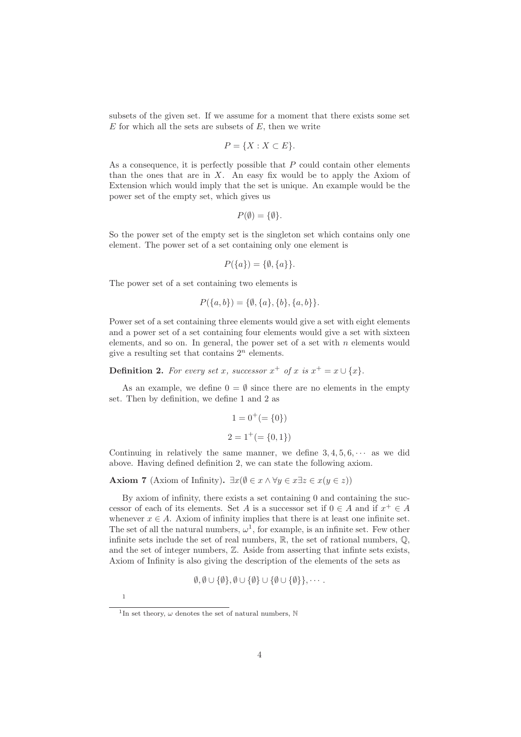subsets of the given set. If we assume for a moment that there exists some set $E$ for which all the sets are subsets of $E$, then we write

$$P = \{X : X \subset E\}.$$

As a consequence, it is perfectly possible that $P$ could contain other elements than the ones that are in $X$. An easy fix would be to apply the Axiom of Extension which would imply that the set is unique. An example would be the power set of the empty set, which gives us

$$P(\emptyset) = \{\emptyset\}.$$

So the power set of the empty set is the singleton set which contains only one element. The power set of a set containing only one element is

$$P(\{a\}) = \{\emptyset, \{a\}\}.$$

The power set of a set containing two elements is

$$P(\{a, b\}) = \{\emptyset, \{a\}, \{b\}, \{a, b\}\}.$$

Power set of a set containing three elements would give a set with eight elements and a power set of a set containing four elements would give a set with sixteen elements, and so on. In general, the power set of a set with $n$ elements would give a resulting set that contains $2^n$ elements.

**Definition 2.** *For every set $x$, successor $x^+$ of $x$ is $x^+ = x \cup \{x\}$.*

As an example, we define $0 = \emptyset$ since there are no elements in the empty set. Then by definition, we define 1 and 2 as

$$1 = 0^+ (= \{0\})$$

$$2 = 1^+ (= \{0, 1\})$$

Continuing in relatively the same manner, we define $3, 4, 5, 6, \cdots$ as we did above. Having defined definition 2, we can state the following axiom.

**Axiom 7** (Axiom of Infinity). $\exists x (\emptyset \in x \land \forall y \in x \exists z \in x (y \in z))$

By axiom of infinity, there exists a set containing 0 and containing the successor of each of its elements. Set $A$ is a successor set if $0 \in A$ and if $x^+ \in A$ whenever $x \in A$. Axiom of infinity implies that there is at least one infinite set. The set of all the natural numbers, $\omega$[1], for example, is an infinite set. Few other infinite sets include the set of real numbers, $\mathbb{R}$, the set of rational numbers, $\mathbb{Q}$, and the set of integer numbers, $\mathbb{Z}$. Aside from asserting that infinte sets exists, Axiom of Infinity is also giving the description of the elements of the sets as

$$\emptyset, \emptyset \cup \{\emptyset\}, \emptyset \cup \{\emptyset\} \cup \{\emptyset \cup \{\emptyset\}\}, \cdots.$$

1

[1] In set theory, $\omega$ denotes the set of natural numbers, $\mathbb{N}$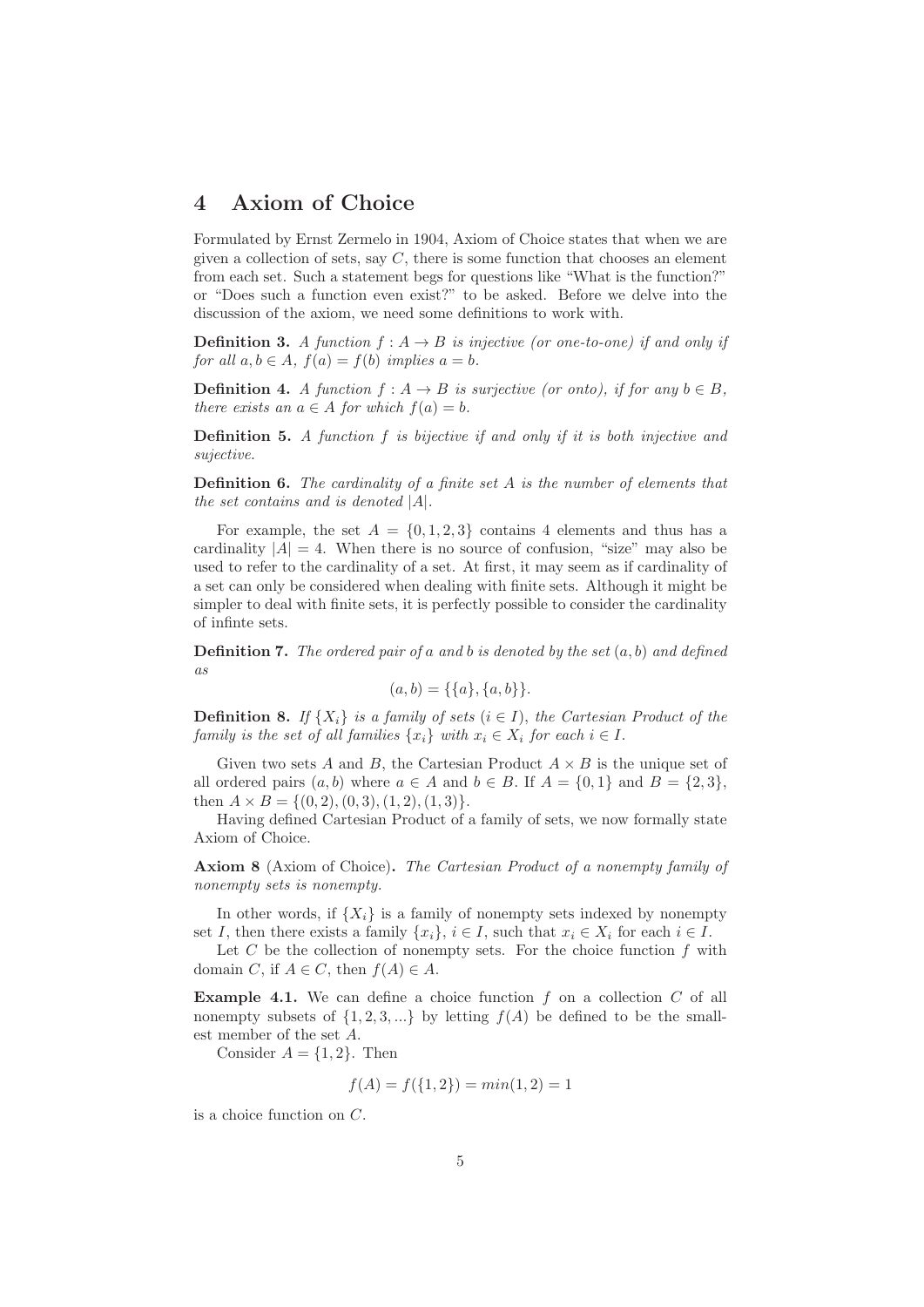## 4 Axiom of Choice

Formulated by Ernst Zermelo in 1904, Axiom of Choice states that when we are given a collection of sets, say $C$, there is some function that chooses an element from each set. Such a statement begs for questions like "What is the function?" or "Does such a function even exist?" to be asked. Before we delve into the discussion of the axiom, we need some definitions to work with.

**Definition 3.** *A function $f : A \to B$ is injective (or one-to-one) if and only if for all $a, b \in A$, $f(a) = f(b)$ implies $a = b$.*

**Definition 4.** *A function $f : A \to B$ is surjective (or onto), if for any $b \in B$, there exists an $a \in A$ for which $f(a) = b$.*

**Definition 5.** *A function $f$ is bijective if and only if it is both injective and sujective.*

**Definition 6.** *The cardinality of a finite set $A$ is the number of elements that the set contains and is denoted $|A|$.*

For example, the set $A = \{0, 1, 2, 3\}$ contains 4 elements and thus has a cardinality $|A| = 4$. When there is no source of confusion, "size" may also be used to refer to the cardinality of a set. At first, it may seem as if cardinality of a set can only be considered when dealing with finite sets. Although it might be simpler to deal with finite sets, it is perfectly possible to consider the cardinality of infinte sets.

**Definition 7.** *The ordered pair of $a$ and $b$ is denoted by the set $(a, b)$ and defined as*

$$(a, b) = \{\{a\}, \{a, b\}\}.$$

**Definition 8.** *If $\{X_i\}$ is a family of sets ($i \in I$), the Cartesian Product of the family is the set of all families $\{x_i\}$ with $x_i \in X_i$ for each $i \in I$.*

Given two sets $A$ and $B$, the Cartesian Product $A \times B$ is the unique set of all ordered pairs $(a, b)$ where $a \in A$ and $b \in B$. If $A = \{0, 1\}$ and $B = \{2, 3\}$, then $A \times B = \{(0, 2), (0, 3), (1, 2), (1, 3)\}$.

Having defined Cartesian Product of a family of sets, we now formally state Axiom of Choice.

**Axiom 8** (Axiom of Choice)**.** *The Cartesian Product of a nonempty family of nonempty sets is nonempty.*

In other words, if $\{X_i\}$ is a family of nonempty sets indexed by nonempty set $I$, then there exists a family $\{x_i\}$, $i \in I$, such that $x_i \in X_i$ for each $i \in I$.

Let $C$ be the collection of nonempty sets. For the choice function $f$ with domain $C$, if $A \in C$, then $f(A) \in A$.

**Example 4.1.** We can define a choice function $f$ on a collection $C$ of all nonempty subsets of $\{1, 2, 3, ...\}$ by letting $f(A)$ be defined to be the smallest member of the set $A$.

Consider $A = \{1, 2\}$. Then

$$f(A) = f(\{1, 2\}) = min(1, 2) = 1$$

is a choice function on $C$.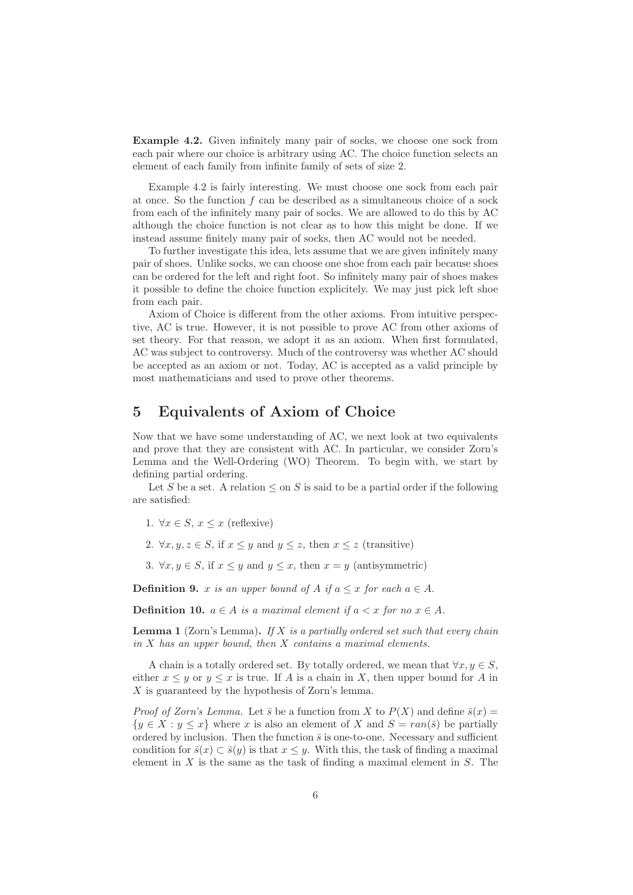**Example 4.2.** Given infinitely many pair of socks, we choose one sock from each pair where our choice is arbitrary using AC. The choice function selects an element of each family from infinite family of sets of size 2.

Example 4.2 is fairly interesting. We must choose one sock from each pair at once. So the function $f$ can be described as a simultaneous choice of a sock from each of the infinitely many pair of socks. We are allowed to do this by AC although the choice function is not clear as to how this might be done. If we instead assume finitely many pair of socks, then AC would not be needed.

To further investigate this idea, lets assume that we are given infinitely many pair of shoes. Unlike socks, we can choose one shoe from each pair because shoes can be ordered for the left and right foot. So infinitely many pair of shoes makes it possible to define the choice function explicitely. We may just pick left shoe from each pair.

Axiom of Choice is different from the other axioms. From intuitive perspective, AC is true. However, it is not possible to prove AC from other axioms of set theory. For that reason, we adopt it as an axiom. When first formulated, AC was subject to controversy. Much of the controversy was whether AC should be accepted as an axiom or not. Today, AC is accepted as a valid principle by most mathematicians and used to prove other theorems.

# 5 Equivalents of Axiom of Choice

Now that we have some understanding of AC, we next look at two equivalents and prove that they are consistent with AC. In particular, we consider Zorn's Lemma and the Well-Ordering (WO) Theorem. To begin with, we start by defining partial ordering.

Let $S$ be a set. A relation $\leq$ on $S$ is said to be a partial order if the following are satisfied:

1. $\forall x \in S$, $x \leq x$ (reflexive)
2. $\forall x, y, z \in S$, if $x \leq y$ and $y \leq z$, then $x \leq z$ (transitive)
3. $\forall x, y \in S$, if $x \leq y$ and $y \leq x$, then $x = y$ (antisymmetric)

**Definition 9.** *$x$ is an upper bound of $A$ if $a \leq x$ for each $a \in A$.*

**Definition 10.** *$a \in A$ is a maximal element if $a < x$ for no $x \in A$.*

**Lemma 1** (Zorn's Lemma)**.** *If $X$ is a partially ordered set such that every chain in $X$ has an upper bound, then $X$ contains a maximal elements.*

A chain is a totally ordered set. By totally ordered, we mean that $\forall x, y \in S$, either $x \leq y$ or $y \leq x$ is true. If $A$ is a chain in $X$, then upper bound for $A$ in $X$ is guaranteed by the hypothesis of Zorn's lemma.

*Proof of Zorn's Lemma.* Let $\bar{s}$ be a function from $X$ to $P(X)$ and define $\bar{s}(x) = \{y \in X : y \leq x\}$ where $x$ is also an element of $X$ and $S = ran(\bar{s})$ be partially ordered by inclusion. Then the function $\bar{s}$ is one-to-one. Necessary and sufficient condition for $\bar{s}(x) \subset \bar{s}(y)$ is that $x \leq y$. With this, the task of finding a maximal element in $X$ is the same as the task of finding a maximal element in $S$. The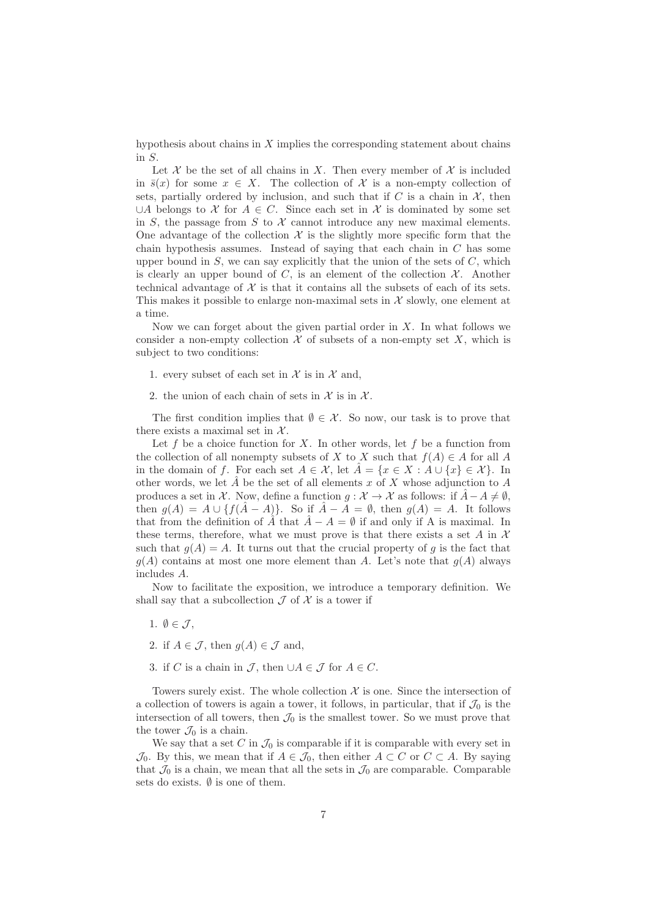hypothesis about chains in $X$ implies the corresponding statement about chains in $S$.

Let $\mathcal{X}$ be the set of all chains in $X$. Then every member of $\mathcal{X}$ is included in $\bar{s}(x)$ for some $x \in X$. The collection of $\mathcal{X}$ is a non-empty collection of sets, partially ordered by inclusion, and such that if $C$ is a chain in $\mathcal{X}$, then $\cup A$ belongs to $\mathcal{X}$ for $A \in C$. Since each set in $\mathcal{X}$ is dominated by some set in $S$, the passage from $S$ to $\mathcal{X}$ cannot introduce any new maximal elements. One advantage of the collection $\mathcal{X}$ is the slightly more specific form that the chain hypothesis assumes. Instead of saying that each chain in $C$ has some upper bound in $S$, we can say explicitly that the union of the sets of $C$, which is clearly an upper bound of $C$, is an element of the collection $\mathcal{X}$. Another technical advantage of $\mathcal{X}$ is that it contains all the subsets of each of its sets. This makes it possible to enlarge non-maximal sets in $\mathcal{X}$ slowly, one element at a time.

Now we can forget about the given partial order in $X$. In what follows we consider a non-empty collection $\mathcal{X}$ of subsets of a non-empty set $X$, which is subject to two conditions:

1. every subset of each set in $\mathcal{X}$ is in $\mathcal{X}$ and,
2. the union of each chain of sets in $\mathcal{X}$ is in $\mathcal{X}$.

The first condition implies that $\emptyset \in \mathcal{X}$. So now, our task is to prove that there exists a maximal set in $\mathcal{X}$.

Let $f$ be a choice function for $X$. In other words, let $f$ be a function from the collection of all nonempty subsets of $X$ to $X$ such that $f(A) \in A$ for all $A$ in the domain of $f$. For each set $A \in \mathcal{X}$, let $\hat{A} = \{x \in X : A \cup \{x\} \in \mathcal{X}\}$. In other words, we let $\hat{A}$ be the set of all elements $x$ of $X$ whose adjunction to $A$ produces a set in $\mathcal{X}$. Now, define a function $g : \mathcal{X} \to \mathcal{X}$ as follows: if $\hat{A} - A \neq \emptyset$, then $g(A) = A \cup \{f(\hat{A} - A)\}$. So if $\hat{A} - A = \emptyset$, then $g(A) = A$. It follows that from the definition of $\hat{A}$ that $\hat{A} - A = \emptyset$ if and only if A is maximal. In these terms, therefore, what we must prove is that there exists a set $A$ in $\mathcal{X}$ such that $g(A) = A$. It turns out that the crucial property of $g$ is the fact that $g(A)$ contains at most one more element than $A$. Let's note that $g(A)$ always includes $A$.

Now to facilitate the exposition, we introduce a temporary definition. We shall say that a subcollection $\mathcal{J}$ of $\mathcal{X}$ is a tower if

1. $\emptyset \in \mathcal{J}$,
2. if $A \in \mathcal{J}$, then $g(A) \in \mathcal{J}$ and,
3. if $C$ is a chain in $\mathcal{J}$, then $\cup A \in \mathcal{J}$ for $A \in C$.

Towers surely exist. The whole collection $\mathcal{X}$ is one. Since the intersection of a collection of towers is again a tower, it follows, in particular, that if $\mathcal{J}_0$ is the intersection of all towers, then $\mathcal{J}_0$ is the smallest tower. So we must prove that the tower $\mathcal{J}_0$ is a chain.

We say that a set $C$ in $\mathcal{J}_0$ is comparable if it is comparable with every set in $\mathcal{J}_0$. By this, we mean that if $A \in \mathcal{J}_0$, then either $A \subset C$ or $C \subset A$. By saying that $\mathcal{J}_0$ is a chain, we mean that all the sets in $\mathcal{J}_0$ are comparable. Comparable sets do exists. $\emptyset$ is one of them.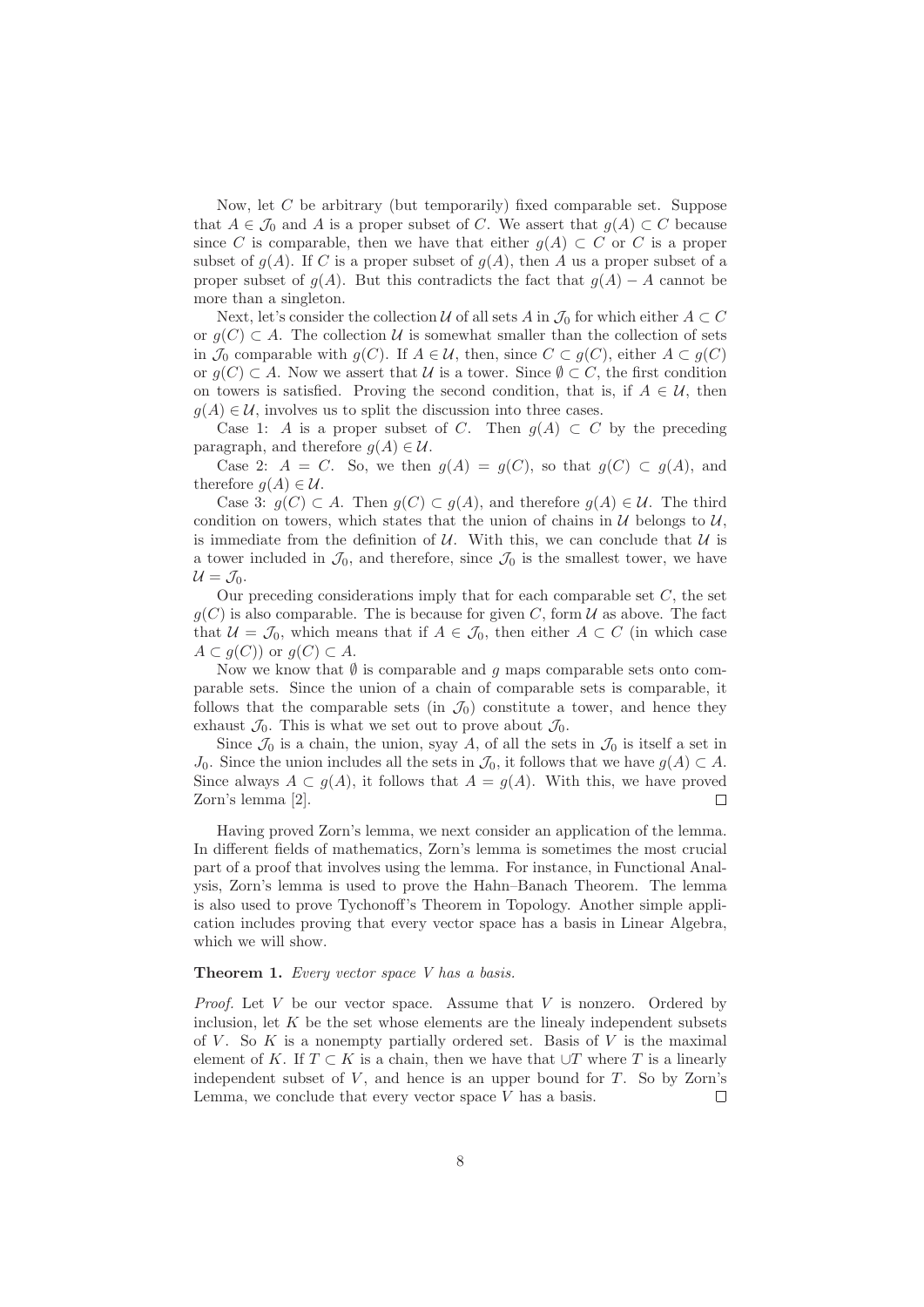Now, let $C$ be arbitrary (but temporarily) fixed comparable set. Suppose that $A \in \mathcal{J}_0$ and $A$ is a proper subset of $C$. We assert that $g(A) \subset C$ because since $C$ is comparable, then we have that either $g(A) \subset C$ or $C$ is a proper subset of $g(A)$. If $C$ is a proper subset of $g(A)$, then $A$ us a proper subset of a proper subset of $g(A)$. But this contradicts the fact that $g(A) - A$ cannot be more than a singleton.

Next, let's consider the collection $\mathcal{U}$ of all sets $A$ in $\mathcal{J}_0$ for which either $A \subset C$ or $g(C) \subset A$. The collection $\mathcal{U}$ is somewhat smaller than the collection of sets in $\mathcal{J}_0$ comparable with $g(C)$. If $A \in \mathcal{U}$, then, since $C \subset g(C)$, either $A \subset g(C)$ or $g(C) \subset A$. Now we assert that $\mathcal{U}$ is a tower. Since $\emptyset \subset C$, the first condition on towers is satisfied. Proving the second condition, that is, if $A \in \mathcal{U}$, then $g(A) \in \mathcal{U}$, involves us to split the discussion into three cases.

Case 1: $A$ is a proper subset of $C$. Then $g(A) \subset C$ by the preceding paragraph, and therefore $g(A) \in \mathcal{U}$.

Case 2: $A = C$. So, we then $g(A) = g(C)$, so that $g(C) \subset g(A)$, and therefore $g(A) \in \mathcal{U}$.

Case 3: $g(C) \subset A$. Then $g(C) \subset g(A)$, and therefore $g(A) \in \mathcal{U}$. The third condition on towers, which states that the union of chains in $\mathcal{U}$ belongs to $\mathcal{U}$, is immediate from the definition of $\mathcal{U}$. With this, we can conclude that $\mathcal{U}$ is a tower included in $\mathcal{J}_0$, and therefore, since $\mathcal{J}_0$ is the smallest tower, we have $\mathcal{U} = \mathcal{J}_0$.

Our preceding considerations imply that for each comparable set $C$, the set $g(C)$ is also comparable. The is because for given $C$, form $\mathcal{U}$ as above. The fact that $\mathcal{U} = \mathcal{J}_0$, which means that if $A \in \mathcal{J}_0$, then either $A \subset C$ (in which case $A \subset g(C)$) or $g(C) \subset A$.

Now we know that $\emptyset$ is comparable and $g$ maps comparable sets onto comparable sets. Since the union of a chain of comparable sets is comparable, it follows that the comparable sets (in $\mathcal{J}_0$) constitute a tower, and hence they exhaust $\mathcal{J}_0$. This is what we set out to prove about $\mathcal{J}_0$.

Since $\mathcal{J}_0$ is a chain, the union, syay $A$, of all the sets in $\mathcal{J}_0$ is itself a set in $J_0$. Since the union includes all the sets in $\mathcal{J}_0$, it follows that we have $g(A) \subset A$. Since always $A \subset g(A)$, it follows that $A = g(A)$. With this, we have proved Zorn's lemma [2]. □

Having proved Zorn's lemma, we next consider an application of the lemma. In different fields of mathematics, Zorn's lemma is sometimes the most crucial part of a proof that involves using the lemma. For instance, in Functional Analysis, Zorn's lemma is used to prove the Hahn–Banach Theorem. The lemma is also used to prove Tychonoff's Theorem in Topology. Another simple application includes proving that every vector space has a basis in Linear Algebra, which we will show.

**Theorem 1.** *Every vector space $V$ has a basis.*

*Proof.* Let $V$ be our vector space. Assume that $V$ is nonzero. Ordered by inclusion, let $K$ be the set whose elements are the linealy independent subsets of $V$. So $K$ is a nonempty partially ordered set. Basis of $V$ is the maximal element of $K$. If $T \subset K$ is a chain, then we have that $\cup T$ where $T$ is a linearly independent subset of $V$, and hence is an upper bound for $T$. So by Zorn's Lemma, we conclude that every vector space $V$ has a basis. □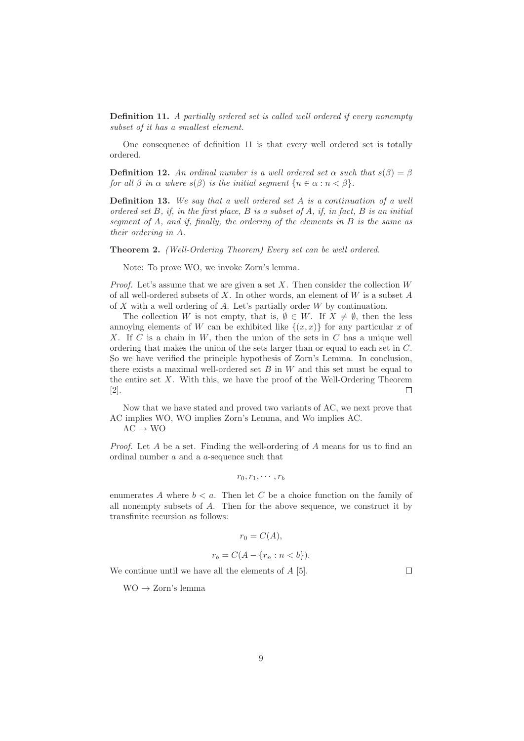**Definition 11.** *A partially ordered set is called well ordered if every nonempty subset of it has a smallest element.*

One consequence of definition 11 is that every well ordered set is totally ordered.

**Definition 12.** *An ordinal number is a well ordered set $\alpha$ such that $s(\beta) = \beta$ for all $\beta$ in $\alpha$ where $s(\beta)$ is the initial segment $\{n \in \alpha : n < \beta\}$.*

**Definition 13.** *We say that a well ordered set $A$ is a continuation of a well ordered set $B$, if, in the first place, $B$ is a subset of $A$, if, in fact, $B$ is an initial segment of $A$, and if, finally, the ordering of the elements in $B$ is the same as their ordering in $A$.*

**Theorem 2.** *(Well-Ordering Theorem) Every set can be well ordered.*

Note: To prove WO, we invoke Zorn's lemma.

*Proof.* Let's assume that we are given a set $X$. Then consider the collection $W$ of all well-ordered subsets of $X$. In other words, an element of $W$ is a subset $A$ of $X$ with a well ordering of $A$. Let's partially order $W$ by continuation.

The collection $W$ is not empty, that is, $\emptyset \in W$. If $X \neq \emptyset$, then the less annoying elements of $W$ can be exhibited like $\{(x, x)\}$ for any particular $x$ of $X$. If $C$ is a chain in $W$, then the union of the sets in $C$ has a unique well ordering that makes the union of the sets larger than or equal to each set in $C$. So we have verified the principle hypothesis of Zorn's Lemma. In conclusion, there exists a maximal well-ordered set $B$ in $W$ and this set must be equal to the entire set $X$. With this, we have the proof of the Well-Ordering Theorem [2]. $\square$

Now that we have stated and proved two variants of AC, we next prove that AC implies WO, WO implies Zorn's Lemma, and Wo implies AC.

AC $\rightarrow$ WO

*Proof.* Let $A$ be a set. Finding the well-ordering of $A$ means for us to find an ordinal number $a$ and a $a$-sequence such that

$$r_0, r_1, \cdots, r_b$$

enumerates $A$ where $b < a$. Then let $C$ be a choice function on the family of all nonempty subsets of $A$. Then for the above sequence, we construct it by transfinite recursion as follows:

$$r_0 = C(A),$$

$$r_b = C(A - \{r_n : n < b\}).$$

We continue until we have all the elements of $A$ [5]. $\square$

WO $\rightarrow$ Zorn's lemma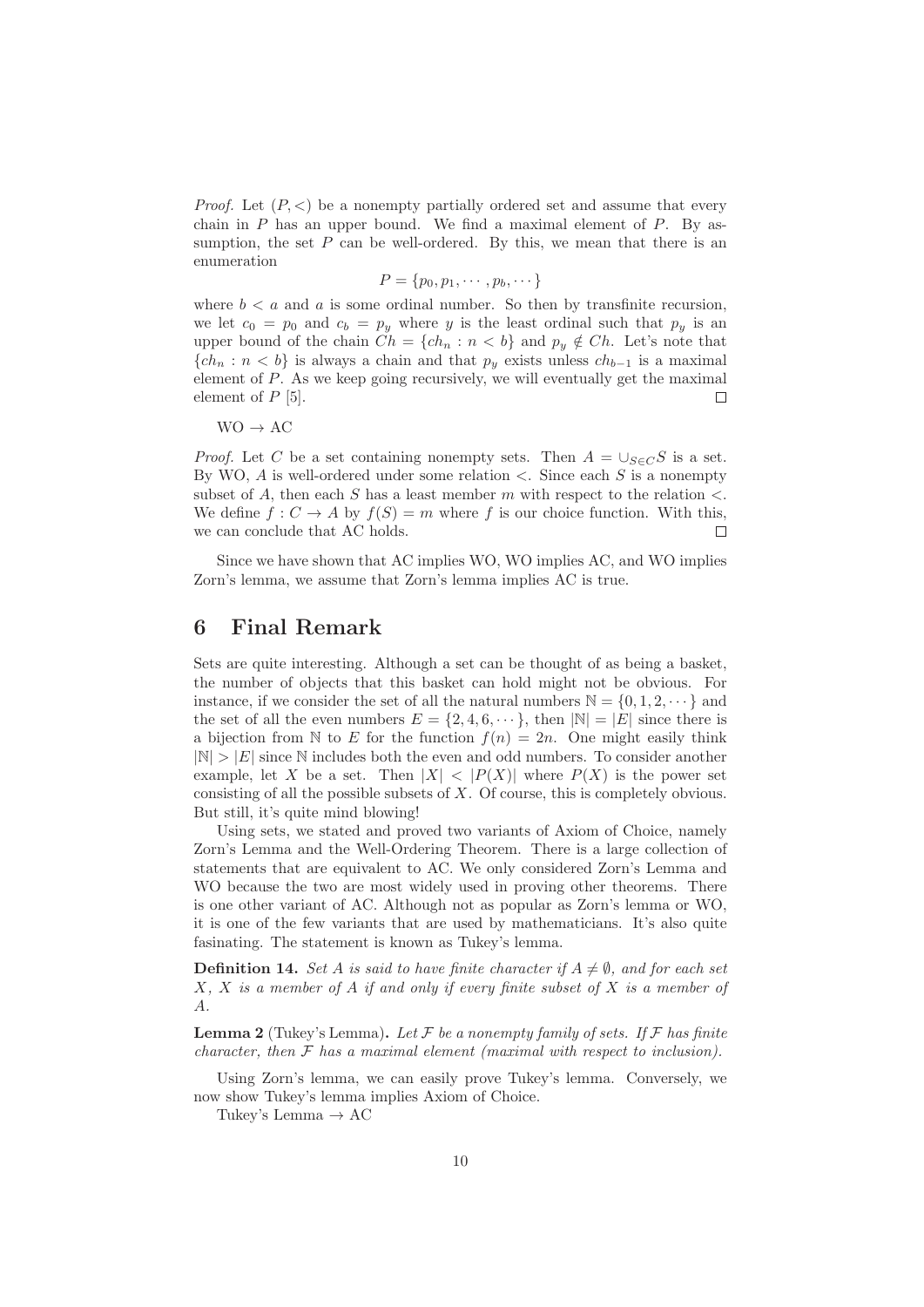*Proof.* Let $(P, <)$ be a nonempty partially ordered set and assume that every chain in $P$ has an upper bound. We find a maximal element of $P$. By assumption, the set $P$ can be well-ordered. By this, we mean that there is an enumeration

$$P = \{p_0, p_1, \cdots, p_b, \cdots\}$$

where $b < a$ and $a$ is some ordinal number. So then by transfinite recursion, we let $c_0 = p_0$ and $c_b = p_y$ where $y$ is the least ordinal such that $p_y$ is an upper bound of the chain $Ch = \{ch_n : n < b\}$ and $p_y \notin Ch$. Let's note that $\{ch_n : n < b\}$ is always a chain and that $p_y$ exists unless $ch_{b-1}$ is a maximal element of $P$. As we keep going recursively, we will eventually get the maximal element of $P$ [5]. □

WO $\rightarrow$ AC

*Proof.* Let $C$ be a set containing nonempty sets. Then $A = \cup_{S \in C} S$ is a set. By WO, $A$ is well-ordered under some relation $<$. Since each $S$ is a nonempty subset of $A$, then each $S$ has a least member $m$ with respect to the relation $<$. We define $f : C \rightarrow A$ by $f(S) = m$ where $f$ is our choice function. With this, we can conclude that AC holds. □

Since we have shown that AC implies WO, WO implies AC, and WO implies Zorn's lemma, we assume that Zorn's lemma implies AC is true.

# 6 Final Remark

Sets are quite interesting. Although a set can be thought of as being a basket, the number of objects that this basket can hold might not be obvious. For instance, if we consider the set of all the natural numbers $\mathbb{N} = \{0, 1, 2, \cdots\}$ and the set of all the even numbers $E = \{2, 4, 6, \cdots\}$, then $|\mathbb{N}| = |E|$ since there is a bijection from $\mathbb{N}$ to $E$ for the function $f(n) = 2n$. One might easily think $|\mathbb{N}| > |E|$ since $\mathbb{N}$ includes both the even and odd numbers. To consider another example, let $X$ be a set. Then $|X| < |P(X)|$ where $P(X)$ is the power set consisting of all the possible subsets of $X$. Of course, this is completely obvious. But still, it's quite mind blowing!

Using sets, we stated and proved two variants of Axiom of Choice, namely Zorn's Lemma and the Well-Ordering Theorem. There is a large collection of statements that are equivalent to AC. We only considered Zorn's Lemma and WO because the two are most widely used in proving other theorems. There is one other variant of AC. Although not as popular as Zorn's lemma or WO, it is one of the few variants that are used by mathematicians. It's also quite fasinating. The statement is known as Tukey's lemma.

**Definition 14.** *Set $A$ is said to have finite character if $A \neq \emptyset$, and for each set $X$, $X$ is a member of $A$ if and only if every finite subset of $X$ is a member of $A$.*

**Lemma 2** (Tukey's Lemma)**.** *Let $\mathcal{F}$ be a nonempty family of sets. If $\mathcal{F}$ has finite character, then $\mathcal{F}$ has a maximal element (maximal with respect to inclusion).*

Using Zorn's lemma, we can easily prove Tukey's lemma. Conversely, we now show Tukey's lemma implies Axiom of Choice.

Tukey's Lemma $\rightarrow$ AC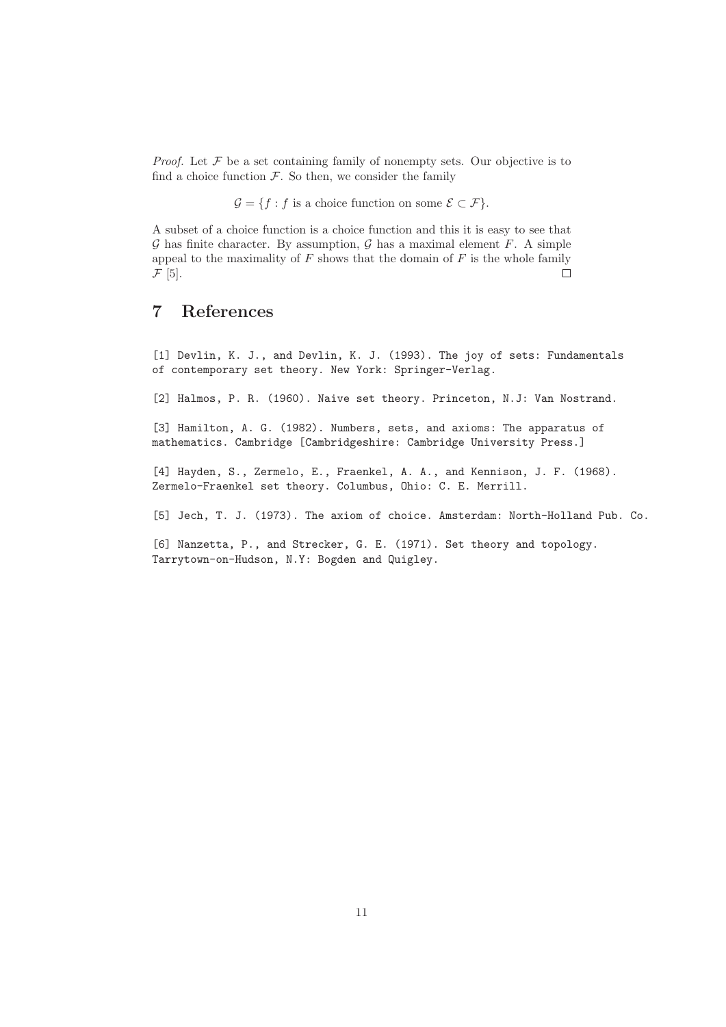*Proof.* Let $\mathcal{F}$ be a set containing family of nonempty sets. Our objective is to find a choice function $\mathcal{F}$. So then, we consider the family

$$\mathcal{G} = \{f : f \text{ is a choice function on some } \mathcal{E} \subset \mathcal{F}\}.$$

A subset of a choice function is a choice function and this it is easy to see that $\mathcal{G}$ has finite character. By assumption, $\mathcal{G}$ has a maximal element $F$. A simple appeal to the maximality of $F$ shows that the domain of $F$ is the whole family $\mathcal{F}$ [5]. □

# 7 References

[1] Devlin, K. J., and Devlin, K. J. (1993). The joy of sets: Fundamentals of contemporary set theory. New York: Springer-Verlag.

[2] Halmos, P. R. (1960). Naive set theory. Princeton, N.J: Van Nostrand.

[3] Hamilton, A. G. (1982). Numbers, sets, and axioms: The apparatus of mathematics. Cambridge [Cambridgeshire: Cambridge University Press.]

[4] Hayden, S., Zermelo, E., Fraenkel, A. A., and Kennison, J. F. (1968). Zermelo-Fraenkel set theory. Columbus, Ohio: C. E. Merrill.

[5] Jech, T. J. (1973). The axiom of choice. Amsterdam: North-Holland Pub. Co.

[6] Nanzetta, P., and Strecker, G. E. (1971). Set theory and topology. Tarrytown-on-Hudson, N.Y: Bogden and Quigley.